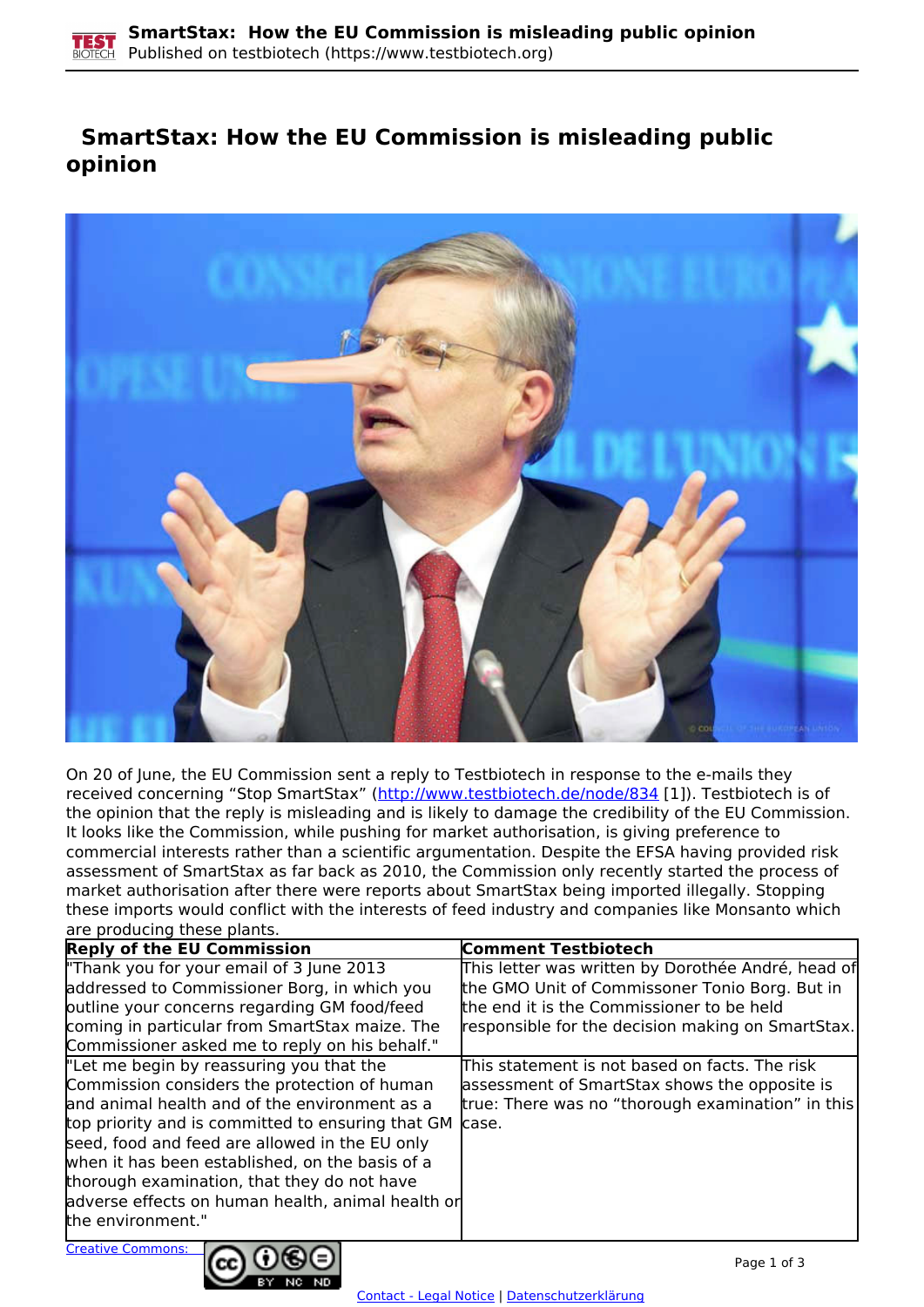# SmartStax: How the EU Commission is misleading public opinion

On 20 of June, the EU Commission sent a reply to Testbiotech in response to the e-mails they received concerning "Stop SmartStax" (http://www.testbiotech.de/node/834 [1]). Testbiotech is of the opinion that the reply is misleading and is likely to damage the credibility of the EU Commission. It looks like the Commission, while pushing for market authorisation, is giving preference to commercial interests rather than a scientific argumentation. Despite the EFSA having provided risk assessment of SmartStax as far back as 2010, the Commission only recently started the process of market authorisation after there were reports about SmartStax being imported illegally. Stopping these imports would conflict with the interests of feed industry and companies like Monsanto which are producing these plants.

| Reply of the EU Commission | Comment Testbiotech |
|---|---|
| "Thank you for your email of 3 June 2013 addressed to Commissioner Borg, in which you outline your concerns regarding GM food/feed coming in particular from SmartStax maize. The Commissioner asked me to reply on his behalf." | This letter was written by Dorothée André, head of the GMO Unit of Commissoner Tonio Borg. But in the end it is the Commissioner to be held responsible for the decision making on SmartStax. |
| "Let me begin by reassuring you that the Commission considers the protection of human and animal health and of the environment as a top priority and is committed to ensuring that GM seed, food and feed are allowed in the EU only when it has been established, on the basis of a thorough examination, that they do not have adverse effects on human health, animal health or the environment." | This statement is not based on facts. The risk assessment of SmartStax shows the opposite is true: There was no "thorough examination" in this case. |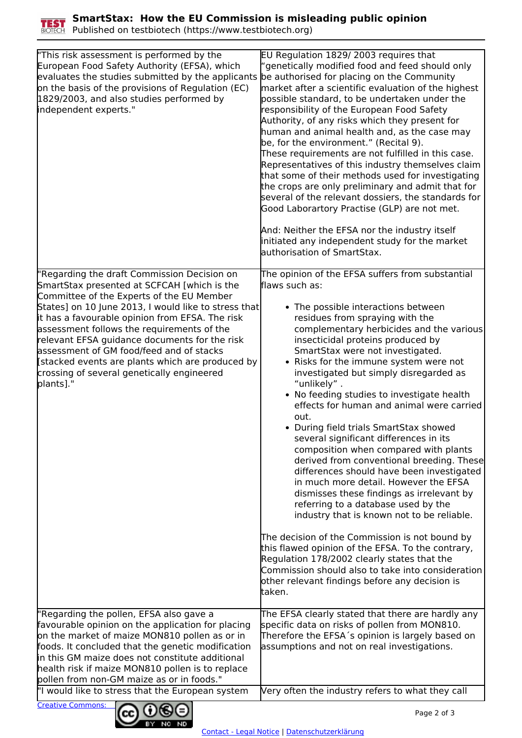| | |
|---|---|
| "This risk assessment is performed by the European Food Safety Authority (EFSA), which evaluates the studies submitted by the applicants on the basis of the provisions of Regulation (EC) 1829/2003, and also studies performed by independent experts." | EU Regulation 1829/ 2003 requires that "genetically modified food and feed should only be authorised for placing on the Community market after a scientific evaluation of the highest possible standard, to be undertaken under the responsibility of the European Food Safety Authority, of any risks which they present for human and animal health and, as the case may be, for the environment." (Recital 9).<br>These requirements are not fulfilled in this case. Representatives of this industry themselves claim that some of their methods used for investigating the crops are only preliminary and admit that for several of the relevant dossiers, the standards for Good Laborartory Practise (GLP) are not met.<br><br>And: Neither the EFSA nor the industry itself initiated any independent study for the market authorisation of SmartStax. |
| "Regarding the draft Commission Decision on SmartStax presented at SCFCAH [which is the Committee of the Experts of the EU Member States] on 10 June 2013, I would like to stress that it has a favourable opinion from EFSA. The risk assessment follows the requirements of the relevant EFSA guidance documents for the risk assessment of GM food/feed and of stacks [stacked events are plants which are produced by crossing of several genetically engineered plants]." | The opinion of the EFSA suffers from substantial flaws such as:<br><br>• The possible interactions between residues from spraying with the complementary herbicides and the various insecticidal proteins produced by SmartStax were not investigated.<br>• Risks for the immune system were not investigated but simply disregarded as "unlikely" .<br>• No feeding studies to investigate health effects for human and animal were carried out.<br>• During field trials SmartStax showed several significant differences in its composition when compared with plants derived from conventional breeding. These differences should have been investigated in much more detail. However the EFSA dismisses these findings as irrelevant by referring to a database used by the industry that is known not to be reliable.<br><br>The decision of the Commission is not bound by this flawed opinion of the EFSA. To the contrary, Regulation 178/2002 clearly states that the Commission should also to take into consideration other relevant findings before any decision is taken. |
| "Regarding the pollen, EFSA also gave a favourable opinion on the application for placing on the market of maize MON810 pollen as or in foods. It concluded that the genetic modification in this GM maize does not constitute additional health risk if maize MON810 pollen is to replace pollen from non-GM maize as or in foods." | The EFSA clearly stated that there are hardly any specific data on risks of pollen from MON810. Therefore the EFSA´s opinion is largely based on assumptions and not on real investigations. |
| "I would like to stress that the European system | Very often the industry refers to what they call |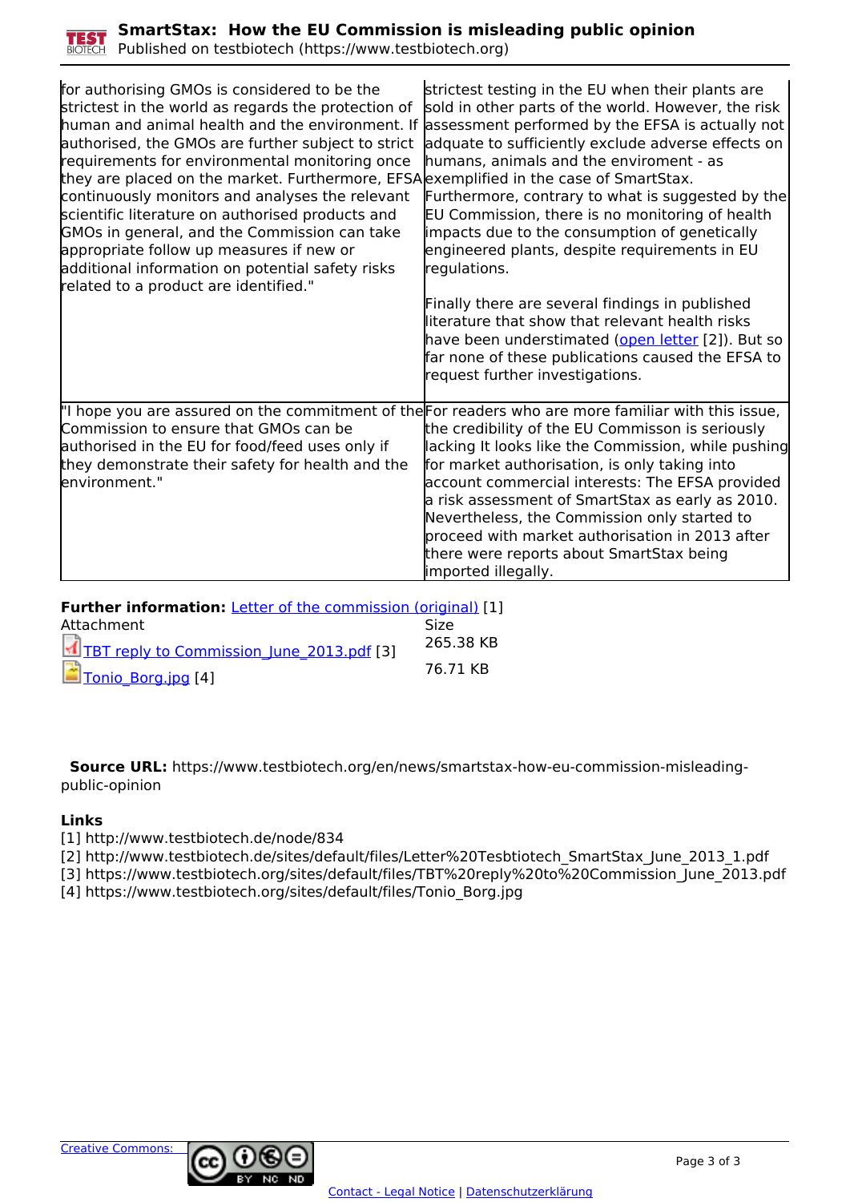| | |
|---|---|
| for authorising GMOs is considered to be the strictest in the world as regards the protection of human and animal health and the environment. If authorised, the GMOs are further subject to strict requirements for environmental monitoring once they are placed on the market. Furthermore, EFSA continuously monitors and analyses the relevant scientific literature on authorised products and GMOs in general, and the Commission can take appropriate follow up measures if new or additional information on potential safety risks related to a product are identified." | strictest testing in the EU when their plants are sold in other parts of the world. However, the risk assessment performed by the EFSA is actually not adquate to sufficiently exclude adverse effects on humans, animals and the enviroment - as exemplified in the case of SmartStax. Furthermore, contrary to what is suggested by the EU Commission, there is no monitoring of health impacts due to the consumption of genetically engineered plants, despite requirements in EU regulations. Finally there are several findings in published literature that show that relevant health risks have been understimated (open letter [2]). But so far none of these publications caused the EFSA to request further investigations. |
| "I hope you are assured on the commitment of the Commission to ensure that GMOs can be authorised in the EU for food/feed uses only if they demonstrate their safety for health and the environment." | For readers who are more familiar with this issue, the credibility of the EU Commisson is seriously lacking It looks like the Commission, while pushing for market authorisation, is only taking into account commercial interests: The EFSA provided a risk assessment of SmartStax as early as 2010. Nevertheless, the Commission only started to proceed with market authorisation in 2013 after there were reports about SmartStax being imported illegally. |

**Further information:** Letter of the commission (original) [1]

| Attachment | Size |
|---|---|
| TBT reply to Commission_June_2013.pdf [3] | 265.38 KB |
| Tonio_Borg.jpg [4] | 76.71 KB |

**Source URL:** https://www.testbiotech.org/en/news/smartstax-how-eu-commission-misleading-public-opinion

**Links**

[1] http://www.testbiotech.de/node/834
[2] http://www.testbiotech.de/sites/default/files/Letter%20Tesbtiotech_SmartStax_June_2013_1.pdf
[3] https://www.testbiotech.org/sites/default/files/TBT%20reply%20to%20Commission_June_2013.pdf
[4] https://www.testbiotech.org/sites/default/files/Tonio_Borg.jpg